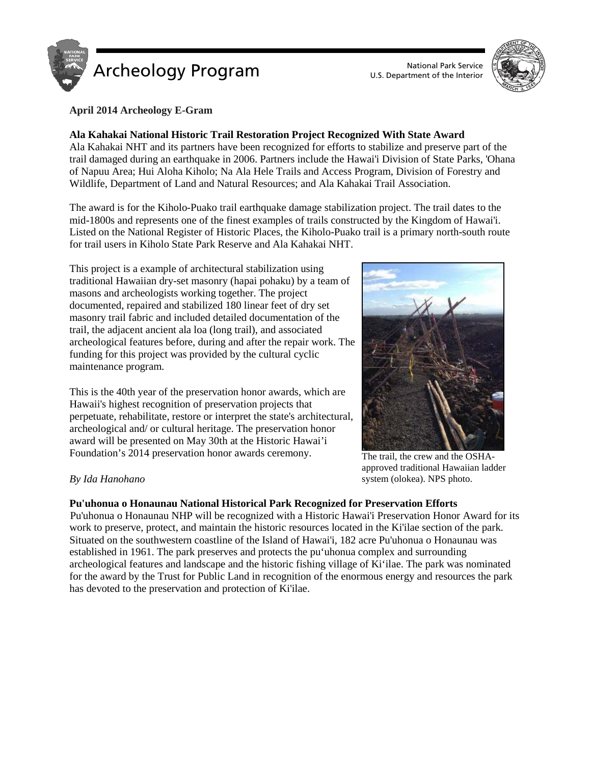Archeology Program

National Park Service
U.S. Department of the Interior

**April 2014 Archeology E-Gram**

**Ala Kahakai National Historic Trail Restoration Project Recognized With State Award**

Ala Kahakai NHT and its partners have been recognized for efforts to stabilize and preserve part of the trail damaged during an earthquake in 2006. Partners include the Hawai'i Division of State Parks, 'Ohana of Napuu Area; Hui Aloha Kiholo; Na Ala Hele Trails and Access Program, Division of Forestry and Wildlife, Department of Land and Natural Resources; and Ala Kahakai Trail Association.

The award is for the Kiholo-Puako trail earthquake damage stabilization project. The trail dates to the mid-1800s and represents one of the finest examples of trails constructed by the Kingdom of Hawai'i. Listed on the National Register of Historic Places, the Kiholo-Puako trail is a primary north-south route for trail users in Kiholo State Park Reserve and Ala Kahakai NHT.

This project is a example of architectural stabilization using traditional Hawaiian dry-set masonry (hapai pohaku) by a team of masons and archeologists working together. The project documented, repaired and stabilized 180 linear feet of dry set masonry trail fabric and included detailed documentation of the trail, the adjacent ancient ala loa (long trail), and associated archeological features before, during and after the repair work. The funding for this project was provided by the cultural cyclic maintenance program.

This is the 40th year of the preservation honor awards, which are Hawaii's highest recognition of preservation projects that perpetuate, rehabilitate, restore or interpret the state's architectural, archeological and/ or cultural heritage. The preservation honor award will be presented on May 30th at the Historic Hawai'i Foundation's 2014 preservation honor awards ceremony.

The trail, the crew and the OSHA-approved traditional Hawaiian ladder system (olokea). NPS photo.

*By Ida Hanohano*

**Pu'uhonua o Honaunau National Historical Park Recognized for Preservation Efforts**

Pu'uhonua o Honaunau NHP will be recognized with a Historic Hawai'i Preservation Honor Award for its work to preserve, protect, and maintain the historic resources located in the Ki'ilae section of the park. Situated on the southwestern coastline of the Island of Hawai'i, 182 acre Pu'uhonua o Honaunau was established in 1961. The park preserves and protects the pu'uhonua complex and surrounding archeological features and landscape and the historic fishing village of Ki'ilae. The park was nominated for the award by the Trust for Public Land in recognition of the enormous energy and resources the park has devoted to the preservation and protection of Ki'ilae.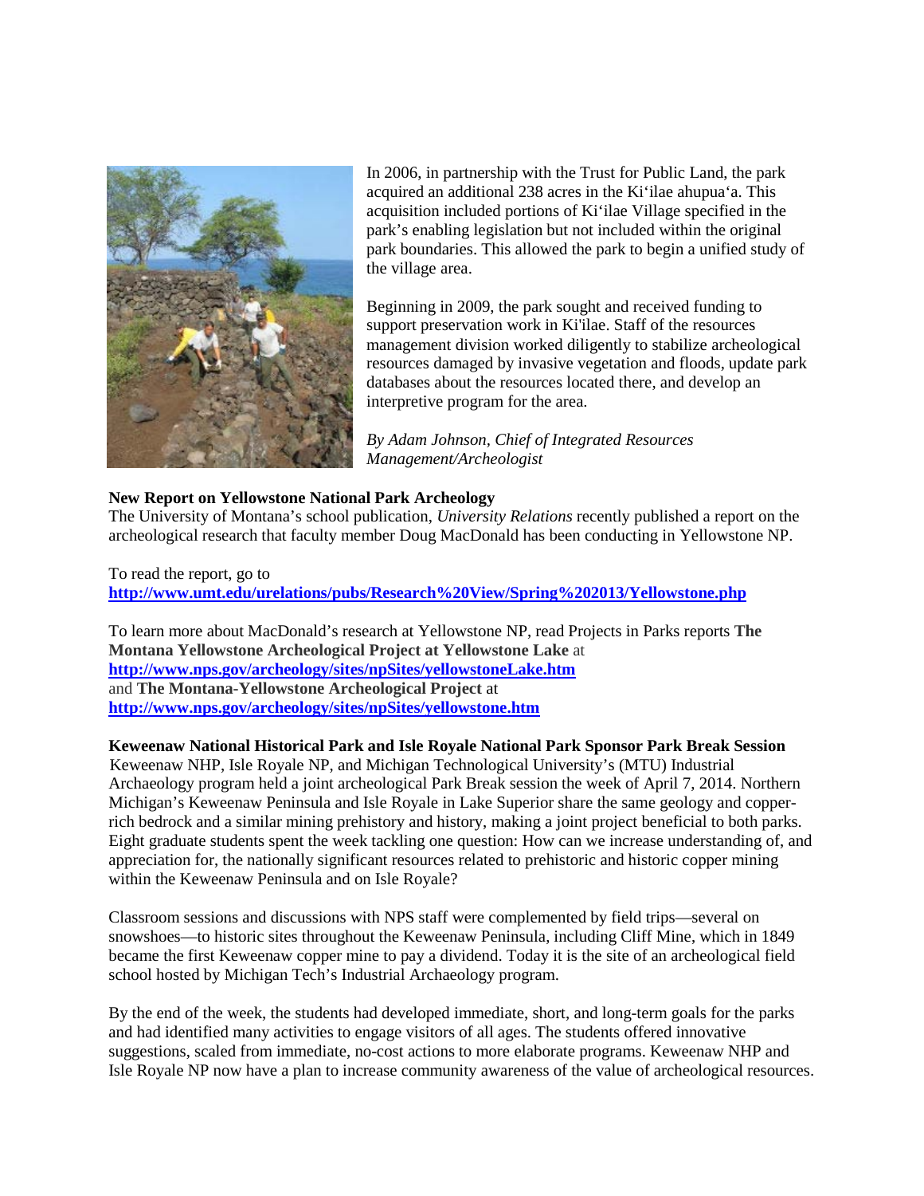In 2006, in partnership with the Trust for Public Land, the park acquired an additional 238 acres in the Ki‘ilae ahupua‘a. This acquisition included portions of Ki‘ilae Village specified in the park’s enabling legislation but not included within the original park boundaries. This allowed the park to begin a unified study of the village area.

Beginning in 2009, the park sought and received funding to support preservation work in Ki'ilae. Staff of the resources management division worked diligently to stabilize archeological resources damaged by invasive vegetation and floods, update park databases about the resources located there, and develop an interpretive program for the area.

*By Adam Johnson, Chief of Integrated Resources Management/Archeologist*

**New Report on Yellowstone National Park Archeology**

The University of Montana’s school publication, *University Relations* recently published a report on the archeological research that faculty member Doug MacDonald has been conducting in Yellowstone NP.

To read the report, go to
**http://www.umt.edu/urelations/pubs/Research%20View/Spring%202013/Yellowstone.php**

To learn more about MacDonald’s research at Yellowstone NP, read Projects in Parks reports **The Montana Yellowstone Archeological Project at Yellowstone Lake** at
**http://www.nps.gov/archeology/sites/npSites/yellowstoneLake.htm**
and **The Montana-Yellowstone Archeological Project** at
**http://www.nps.gov/archeology/sites/npSites/yellowstone.htm**

**Keweenaw National Historical Park and Isle Royale National Park Sponsor Park Break Session**

Keweenaw NHP, Isle Royale NP, and Michigan Technological University’s (MTU) Industrial Archaeology program held a joint archeological Park Break session the week of April 7, 2014. Northern Michigan’s Keweenaw Peninsula and Isle Royale in Lake Superior share the same geology and copper-rich bedrock and a similar mining prehistory and history, making a joint project beneficial to both parks. Eight graduate students spent the week tackling one question: How can we increase understanding of, and appreciation for, the nationally significant resources related to prehistoric and historic copper mining within the Keweenaw Peninsula and on Isle Royale?

Classroom sessions and discussions with NPS staff were complemented by field trips—several on snowshoes—to historic sites throughout the Keweenaw Peninsula, including Cliff Mine, which in 1849 became the first Keweenaw copper mine to pay a dividend. Today it is the site of an archeological field school hosted by Michigan Tech’s Industrial Archaeology program.

By the end of the week, the students had developed immediate, short, and long-term goals for the parks and had identified many activities to engage visitors of all ages. The students offered innovative suggestions, scaled from immediate, no-cost actions to more elaborate programs. Keweenaw NHP and Isle Royale NP now have a plan to increase community awareness of the value of archeological resources.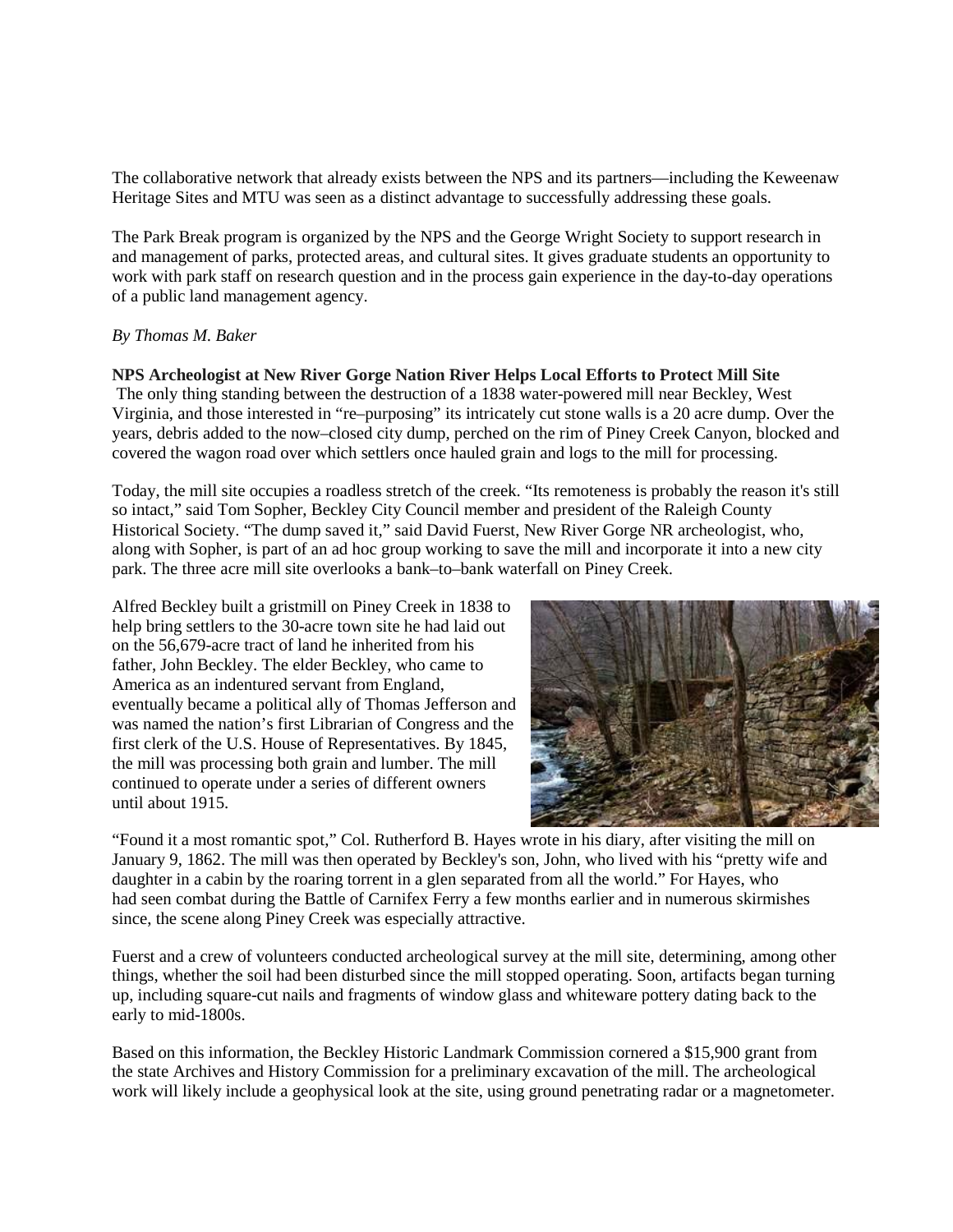The collaborative network that already exists between the NPS and its partners—including the Keweenaw Heritage Sites and MTU was seen as a distinct advantage to successfully addressing these goals.

The Park Break program is organized by the NPS and the George Wright Society to support research in and management of parks, protected areas, and cultural sites. It gives graduate students an opportunity to work with park staff on research question and in the process gain experience in the day-to-day operations of a public land management agency.

*By Thomas M. Baker*

**NPS Archeologist at New River Gorge Nation River Helps Local Efforts to Protect Mill Site**

The only thing standing between the destruction of a 1838 water-powered mill near Beckley, West Virginia, and those interested in "re–purposing" its intricately cut stone walls is a 20 acre dump. Over the years, debris added to the now–closed city dump, perched on the rim of Piney Creek Canyon, blocked and covered the wagon road over which settlers once hauled grain and logs to the mill for processing.

Today, the mill site occupies a roadless stretch of the creek. "Its remoteness is probably the reason it's still so intact," said Tom Sopher, Beckley City Council member and president of the Raleigh County Historical Society. "The dump saved it," said David Fuerst, New River Gorge NR archeologist, who, along with Sopher, is part of an ad hoc group working to save the mill and incorporate it into a new city park. The three acre mill site overlooks a bank–to–bank waterfall on Piney Creek.

Alfred Beckley built a gristmill on Piney Creek in 1838 to help bring settlers to the 30-acre town site he had laid out on the 56,679-acre tract of land he inherited from his father, John Beckley. The elder Beckley, who came to America as an indentured servant from England, eventually became a political ally of Thomas Jefferson and was named the nation's first Librarian of Congress and the first clerk of the U.S. House of Representatives. By 1845, the mill was processing both grain and lumber. The mill continued to operate under a series of different owners until about 1915.

"Found it a most romantic spot," Col. Rutherford B. Hayes wrote in his diary, after visiting the mill on January 9, 1862. The mill was then operated by Beckley's son, John, who lived with his "pretty wife and daughter in a cabin by the roaring torrent in a glen separated from all the world." For Hayes, who had seen combat during the Battle of Carnifex Ferry a few months earlier and in numerous skirmishes since, the scene along Piney Creek was especially attractive.

Fuerst and a crew of volunteers conducted archeological survey at the mill site, determining, among other things, whether the soil had been disturbed since the mill stopped operating. Soon, artifacts began turning up, including square-cut nails and fragments of window glass and whiteware pottery dating back to the early to mid-1800s.

Based on this information, the Beckley Historic Landmark Commission cornered a $15,900 grant from the state Archives and History Commission for a preliminary excavation of the mill. The archeological work will likely include a geophysical look at the site, using ground penetrating radar or a magnetometer.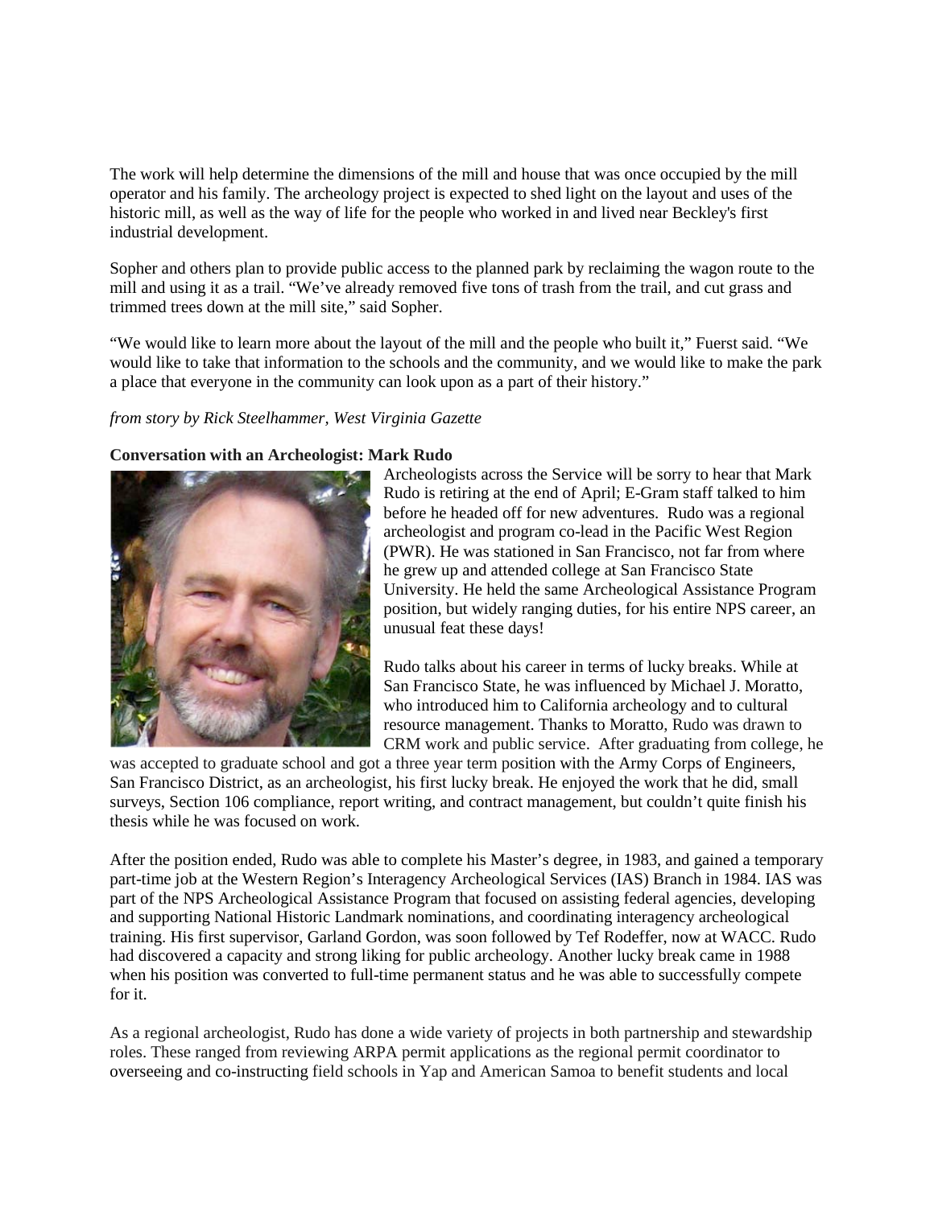The work will help determine the dimensions of the mill and house that was once occupied by the mill operator and his family. The archeology project is expected to shed light on the layout and uses of the historic mill, as well as the way of life for the people who worked in and lived near Beckley's first industrial development.

Sopher and others plan to provide public access to the planned park by reclaiming the wagon route to the mill and using it as a trail. "We've already removed five tons of trash from the trail, and cut grass and trimmed trees down at the mill site," said Sopher.

"We would like to learn more about the layout of the mill and the people who built it," Fuerst said. "We would like to take that information to the schools and the community, and we would like to make the park a place that everyone in the community can look upon as a part of their history."

*from story by Rick Steelhammer, West Virginia Gazette*

**Conversation with an Archeologist: Mark Rudo**

Archeologists across the Service will be sorry to hear that Mark Rudo is retiring at the end of April; E-Gram staff talked to him before he headed off for new adventures. Rudo was a regional archeologist and program co-lead in the Pacific West Region (PWR). He was stationed in San Francisco, not far from where he grew up and attended college at San Francisco State University. He held the same Archeological Assistance Program position, but widely ranging duties, for his entire NPS career, an unusual feat these days!

Rudo talks about his career in terms of lucky breaks. While at San Francisco State, he was influenced by Michael J. Moratto, who introduced him to California archeology and to cultural resource management. Thanks to Moratto, Rudo was drawn to CRM work and public service. After graduating from college, he was accepted to graduate school and got a three year term position with the Army Corps of Engineers, San Francisco District, as an archeologist, his first lucky break. He enjoyed the work that he did, small surveys, Section 106 compliance, report writing, and contract management, but couldn't quite finish his thesis while he was focused on work.

After the position ended, Rudo was able to complete his Master's degree, in 1983, and gained a temporary part-time job at the Western Region's Interagency Archeological Services (IAS) Branch in 1984. IAS was part of the NPS Archeological Assistance Program that focused on assisting federal agencies, developing and supporting National Historic Landmark nominations, and coordinating interagency archeological training. His first supervisor, Garland Gordon, was soon followed by Tef Rodeffer, now at WACC. Rudo had discovered a capacity and strong liking for public archeology. Another lucky break came in 1988 when his position was converted to full-time permanent status and he was able to successfully compete for it.

As a regional archeologist, Rudo has done a wide variety of projects in both partnership and stewardship roles. These ranged from reviewing ARPA permit applications as the regional permit coordinator to overseeing and co-instructing field schools in Yap and American Samoa to benefit students and local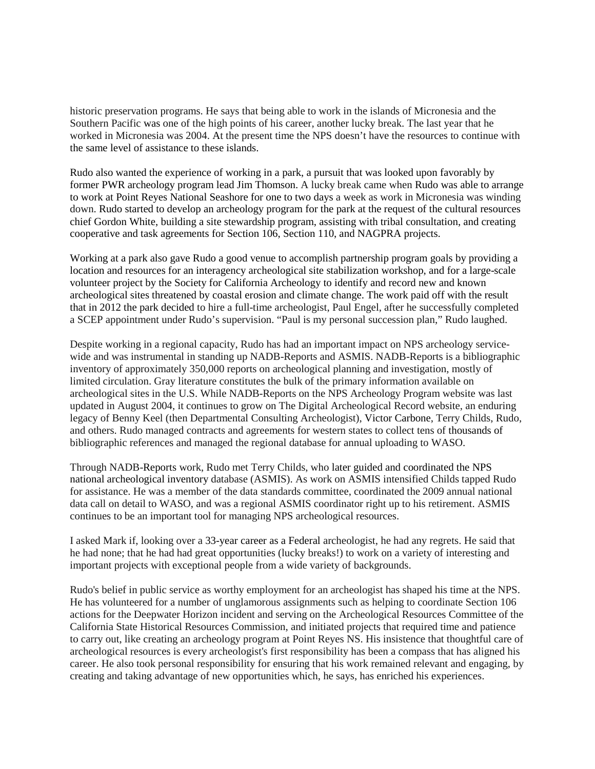historic preservation programs. He says that being able to work in the islands of Micronesia and the Southern Pacific was one of the high points of his career, another lucky break. The last year that he worked in Micronesia was 2004. At the present time the NPS doesn't have the resources to continue with the same level of assistance to these islands.

Rudo also wanted the experience of working in a park, a pursuit that was looked upon favorably by former PWR archeology program lead Jim Thomson. A lucky break came when Rudo was able to arrange to work at Point Reyes National Seashore for one to two days a week as work in Micronesia was winding down. Rudo started to develop an archeology program for the park at the request of the cultural resources chief Gordon White, building a site stewardship program, assisting with tribal consultation, and creating cooperative and task agreements for Section 106, Section 110, and NAGPRA projects.

Working at a park also gave Rudo a good venue to accomplish partnership program goals by providing a location and resources for an interagency archeological site stabilization workshop, and for a large-scale volunteer project by the Society for California Archeology to identify and record new and known archeological sites threatened by coastal erosion and climate change. The work paid off with the result that in 2012 the park decided to hire a full-time archeologist, Paul Engel, after he successfully completed a SCEP appointment under Rudo's supervision. "Paul is my personal succession plan," Rudo laughed.

Despite working in a regional capacity, Rudo has had an important impact on NPS archeology service-wide and was instrumental in standing up NADB-Reports and ASMIS. NADB-Reports is a bibliographic inventory of approximately 350,000 reports on archeological planning and investigation, mostly of limited circulation. Gray literature constitutes the bulk of the primary information available on archeological sites in the U.S. While NADB-Reports on the NPS Archeology Program website was last updated in August 2004, it continues to grow on The Digital Archeological Record website, an enduring legacy of Benny Keel (then Departmental Consulting Archeologist), Victor Carbone, Terry Childs, Rudo, and others. Rudo managed contracts and agreements for western states to collect tens of thousands of bibliographic references and managed the regional database for annual uploading to WASO.

Through NADB-Reports work, Rudo met Terry Childs, who later guided and coordinated the NPS national archeological inventory database (ASMIS). As work on ASMIS intensified Childs tapped Rudo for assistance. He was a member of the data standards committee, coordinated the 2009 annual national data call on detail to WASO, and was a regional ASMIS coordinator right up to his retirement. ASMIS continues to be an important tool for managing NPS archeological resources.

I asked Mark if, looking over a 33-year career as a Federal archeologist, he had any regrets. He said that he had none; that he had had great opportunities (lucky breaks!) to work on a variety of interesting and important projects with exceptional people from a wide variety of backgrounds.

Rudo's belief in public service as worthy employment for an archeologist has shaped his time at the NPS. He has volunteered for a number of unglamorous assignments such as helping to coordinate Section 106 actions for the Deepwater Horizon incident and serving on the Archeological Resources Committee of the California State Historical Resources Commission, and initiated projects that required time and patience to carry out, like creating an archeology program at Point Reyes NS. His insistence that thoughtful care of archeological resources is every archeologist's first responsibility has been a compass that has aligned his career. He also took personal responsibility for ensuring that his work remained relevant and engaging, by creating and taking advantage of new opportunities which, he says, has enriched his experiences.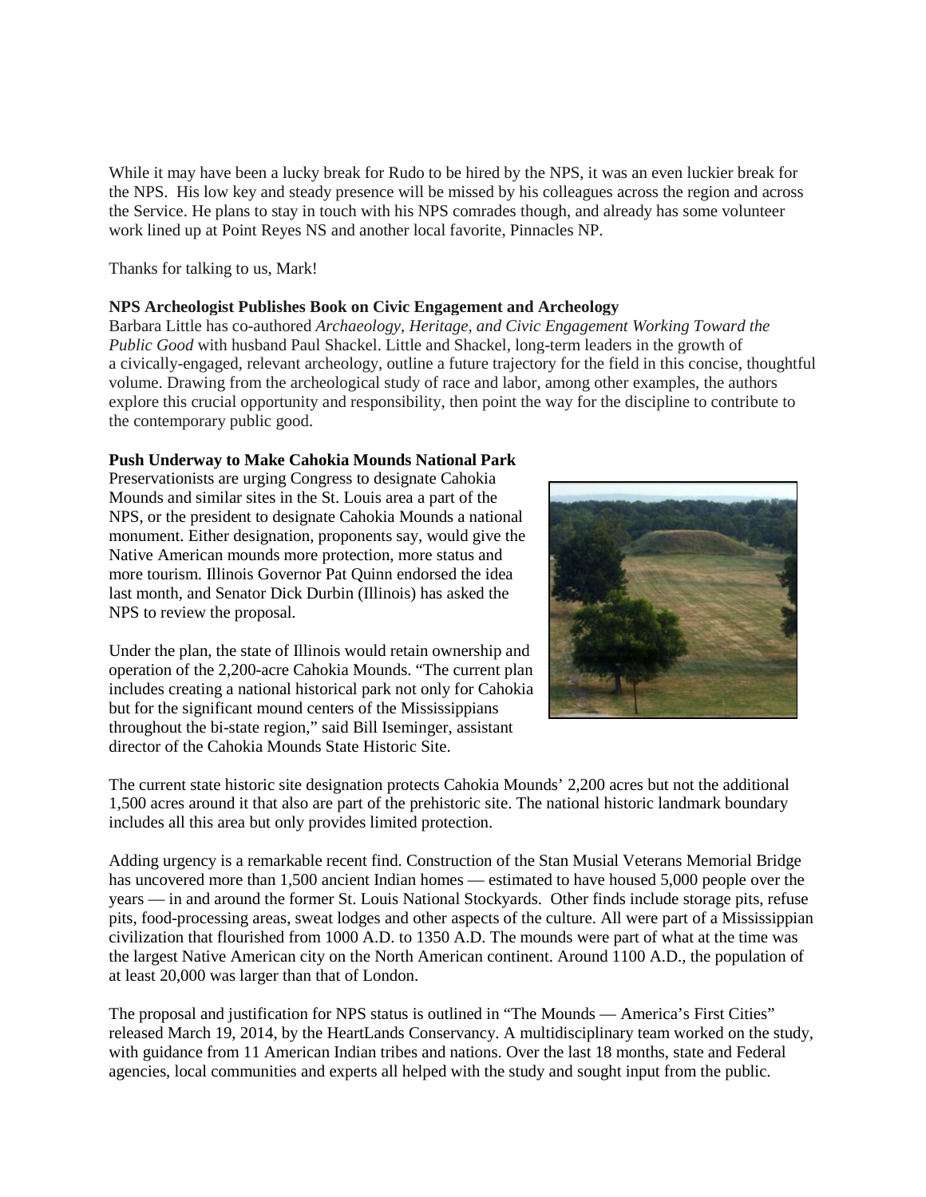While it may have been a lucky break for Rudo to be hired by the NPS, it was an even luckier break for the NPS. His low key and steady presence will be missed by his colleagues across the region and across the Service. He plans to stay in touch with his NPS comrades though, and already has some volunteer work lined up at Point Reyes NS and another local favorite, Pinnacles NP.

Thanks for talking to us, Mark!

**NPS Archeologist Publishes Book on Civic Engagement and Archeology**

Barbara Little has co-authored *Archaeology, Heritage, and Civic Engagement Working Toward the Public Good* with husband Paul Shackel. Little and Shackel, long-term leaders in the growth of a civically-engaged, relevant archeology, outline a future trajectory for the field in this concise, thoughtful volume. Drawing from the archeological study of race and labor, among other examples, the authors explore this crucial opportunity and responsibility, then point the way for the discipline to contribute to the contemporary public good.

**Push Underway to Make Cahokia Mounds National Park**

Preservationists are urging Congress to designate Cahokia Mounds and similar sites in the St. Louis area a part of the NPS, or the president to designate Cahokia Mounds a national monument. Either designation, proponents say, would give the Native American mounds more protection, more status and more tourism. Illinois Governor Pat Quinn endorsed the idea last month, and Senator Dick Durbin (Illinois) has asked the NPS to review the proposal.

Under the plan, the state of Illinois would retain ownership and operation of the 2,200-acre Cahokia Mounds. "The current plan includes creating a national historical park not only for Cahokia but for the significant mound centers of the Mississippians throughout the bi-state region," said Bill Iseminger, assistant director of the Cahokia Mounds State Historic Site.

The current state historic site designation protects Cahokia Mounds' 2,200 acres but not the additional 1,500 acres around it that also are part of the prehistoric site. The national historic landmark boundary includes all this area but only provides limited protection.

Adding urgency is a remarkable recent find. Construction of the Stan Musial Veterans Memorial Bridge has uncovered more than 1,500 ancient Indian homes — estimated to have housed 5,000 people over the years — in and around the former St. Louis National Stockyards. Other finds include storage pits, refuse pits, food-processing areas, sweat lodges and other aspects of the culture. All were part of a Mississippian civilization that flourished from 1000 A.D. to 1350 A.D. The mounds were part of what at the time was the largest Native American city on the North American continent. Around 1100 A.D., the population of at least 20,000 was larger than that of London.

The proposal and justification for NPS status is outlined in "The Mounds — America's First Cities" released March 19, 2014, by the HeartLands Conservancy. A multidisciplinary team worked on the study, with guidance from 11 American Indian tribes and nations. Over the last 18 months, state and Federal agencies, local communities and experts all helped with the study and sought input from the public.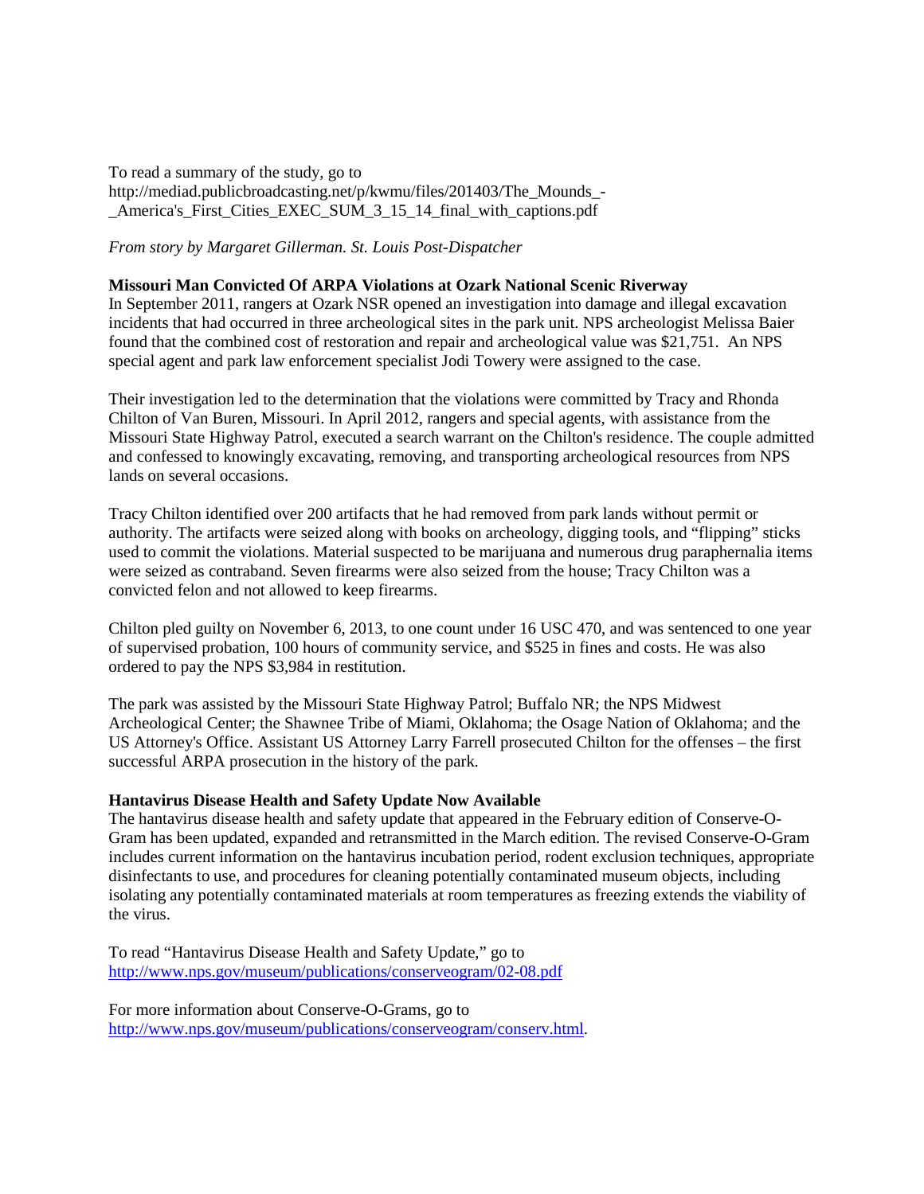To read a summary of the study, go to http://mediad.publicbroadcasting.net/p/kwmu/files/201403/The_Mounds_-_America's_First_Cities_EXEC_SUM_3_15_14_final_with_captions.pdf

*From story by Margaret Gillerman. St. Louis Post-Dispatcher*

**Missouri Man Convicted Of ARPA Violations at Ozark National Scenic Riverway**

In September 2011, rangers at Ozark NSR opened an investigation into damage and illegal excavation incidents that had occurred in three archeological sites in the park unit. NPS archeologist Melissa Baier found that the combined cost of restoration and repair and archeological value was $21,751. An NPS special agent and park law enforcement specialist Jodi Towery were assigned to the case.

Their investigation led to the determination that the violations were committed by Tracy and Rhonda Chilton of Van Buren, Missouri. In April 2012, rangers and special agents, with assistance from the Missouri State Highway Patrol, executed a search warrant on the Chilton's residence. The couple admitted and confessed to knowingly excavating, removing, and transporting archeological resources from NPS lands on several occasions.

Tracy Chilton identified over 200 artifacts that he had removed from park lands without permit or authority. The artifacts were seized along with books on archeology, digging tools, and "flipping" sticks used to commit the violations. Material suspected to be marijuana and numerous drug paraphernalia items were seized as contraband. Seven firearms were also seized from the house; Tracy Chilton was a convicted felon and not allowed to keep firearms.

Chilton pled guilty on November 6, 2013, to one count under 16 USC 470, and was sentenced to one year of supervised probation, 100 hours of community service, and $525 in fines and costs. He was also ordered to pay the NPS $3,984 in restitution.

The park was assisted by the Missouri State Highway Patrol; Buffalo NR; the NPS Midwest Archeological Center; the Shawnee Tribe of Miami, Oklahoma; the Osage Nation of Oklahoma; and the US Attorney's Office. Assistant US Attorney Larry Farrell prosecuted Chilton for the offenses – the first successful ARPA prosecution in the history of the park.

**Hantavirus Disease Health and Safety Update Now Available**

The hantavirus disease health and safety update that appeared in the February edition of Conserve-O-Gram has been updated, expanded and retransmitted in the March edition. The revised Conserve-O-Gram includes current information on the hantavirus incubation period, rodent exclusion techniques, appropriate disinfectants to use, and procedures for cleaning potentially contaminated museum objects, including isolating any potentially contaminated materials at room temperatures as freezing extends the viability of the virus.

To read "Hantavirus Disease Health and Safety Update," go to http://www.nps.gov/museum/publications/conserveogram/02-08.pdf

For more information about Conserve-O-Grams, go to http://www.nps.gov/museum/publications/conserveogram/conserv.html.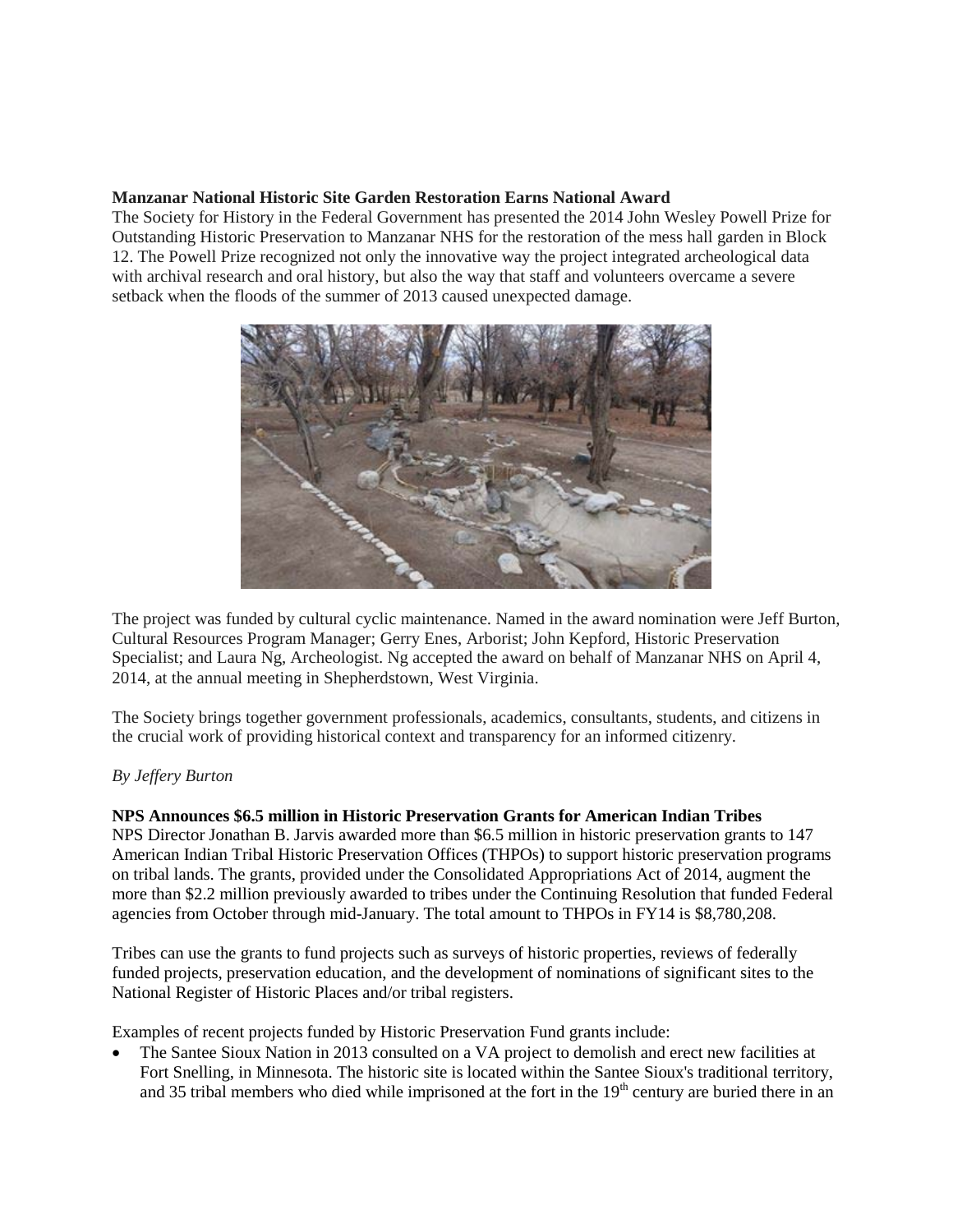**Manzanar National Historic Site Garden Restoration Earns National Award**

The Society for History in the Federal Government has presented the 2014 John Wesley Powell Prize for Outstanding Historic Preservation to Manzanar NHS for the restoration of the mess hall garden in Block 12. The Powell Prize recognized not only the innovative way the project integrated archeological data with archival research and oral history, but also the way that staff and volunteers overcame a severe setback when the floods of the summer of 2013 caused unexpected damage.

The project was funded by cultural cyclic maintenance. Named in the award nomination were Jeff Burton, Cultural Resources Program Manager; Gerry Enes, Arborist; John Kepford, Historic Preservation Specialist; and Laura Ng, Archeologist. Ng accepted the award on behalf of Manzanar NHS on April 4, 2014, at the annual meeting in Shepherdstown, West Virginia.

The Society brings together government professionals, academics, consultants, students, and citizens in the crucial work of providing historical context and transparency for an informed citizenry.

*By Jeffery Burton*

**NPS Announces $6.5 million in Historic Preservation Grants for American Indian Tribes**

NPS Director Jonathan B. Jarvis awarded more than $6.5 million in historic preservation grants to 147 American Indian Tribal Historic Preservation Offices (THPOs) to support historic preservation programs on tribal lands. The grants, provided under the Consolidated Appropriations Act of 2014, augment the more than $2.2 million previously awarded to tribes under the Continuing Resolution that funded Federal agencies from October through mid-January. The total amount to THPOs in FY14 is $8,780,208.

Tribes can use the grants to fund projects such as surveys of historic properties, reviews of federally funded projects, preservation education, and the development of nominations of significant sites to the National Register of Historic Places and/or tribal registers.

Examples of recent projects funded by Historic Preservation Fund grants include:

- The Santee Sioux Nation in 2013 consulted on a VA project to demolish and erect new facilities at Fort Snelling, in Minnesota. The historic site is located within the Santee Sioux's traditional territory, and 35 tribal members who died while imprisoned at the fort in the 19th century are buried there in an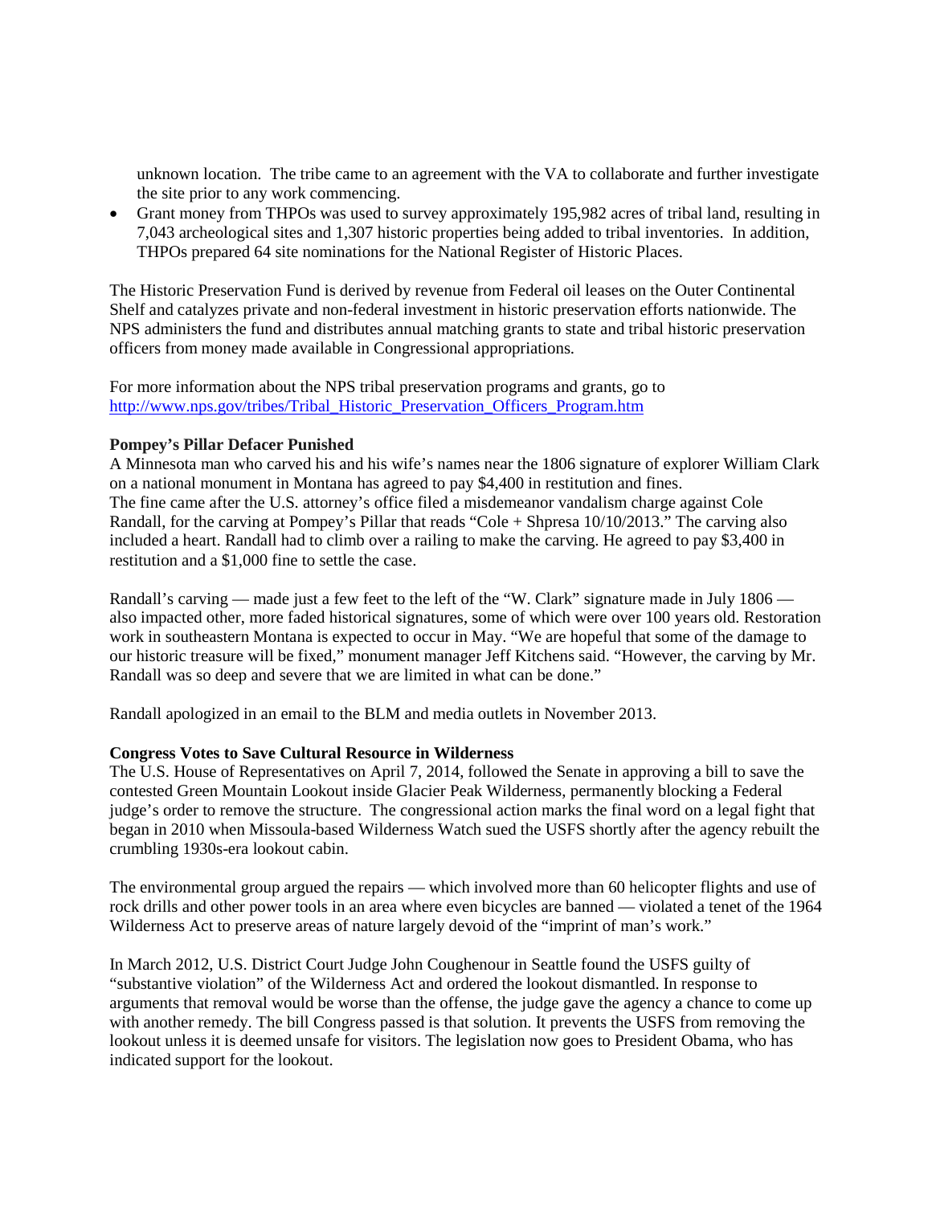unknown location. The tribe came to an agreement with the VA to collaborate and further investigate the site prior to any work commencing.

- Grant money from THPOs was used to survey approximately 195,982 acres of tribal land, resulting in 7,043 archeological sites and 1,307 historic properties being added to tribal inventories. In addition, THPOs prepared 64 site nominations for the National Register of Historic Places.

The Historic Preservation Fund is derived by revenue from Federal oil leases on the Outer Continental Shelf and catalyzes private and non-federal investment in historic preservation efforts nationwide. The NPS administers the fund and distributes annual matching grants to state and tribal historic preservation officers from money made available in Congressional appropriations.

For more information about the NPS tribal preservation programs and grants, go to http://www.nps.gov/tribes/Tribal_Historic_Preservation_Officers_Program.htm

**Pompey's Pillar Defacer Punished**

A Minnesota man who carved his and his wife's names near the 1806 signature of explorer William Clark on a national monument in Montana has agreed to pay $4,400 in restitution and fines. The fine came after the U.S. attorney's office filed a misdemeanor vandalism charge against Cole Randall, for the carving at Pompey's Pillar that reads "Cole + Shpresa 10/10/2013." The carving also included a heart. Randall had to climb over a railing to make the carving. He agreed to pay $3,400 in restitution and a $1,000 fine to settle the case.

Randall's carving — made just a few feet to the left of the "W. Clark" signature made in July 1806 — also impacted other, more faded historical signatures, some of which were over 100 years old. Restoration work in southeastern Montana is expected to occur in May. "We are hopeful that some of the damage to our historic treasure will be fixed," monument manager Jeff Kitchens said. "However, the carving by Mr. Randall was so deep and severe that we are limited in what can be done."

Randall apologized in an email to the BLM and media outlets in November 2013.

**Congress Votes to Save Cultural Resource in Wilderness**

The U.S. House of Representatives on April 7, 2014, followed the Senate in approving a bill to save the contested Green Mountain Lookout inside Glacier Peak Wilderness, permanently blocking a Federal judge's order to remove the structure. The congressional action marks the final word on a legal fight that began in 2010 when Missoula-based Wilderness Watch sued the USFS shortly after the agency rebuilt the crumbling 1930s-era lookout cabin.

The environmental group argued the repairs — which involved more than 60 helicopter flights and use of rock drills and other power tools in an area where even bicycles are banned — violated a tenet of the 1964 Wilderness Act to preserve areas of nature largely devoid of the "imprint of man's work."

In March 2012, U.S. District Court Judge John Coughenour in Seattle found the USFS guilty of "substantive violation" of the Wilderness Act and ordered the lookout dismantled. In response to arguments that removal would be worse than the offense, the judge gave the agency a chance to come up with another remedy. The bill Congress passed is that solution. It prevents the USFS from removing the lookout unless it is deemed unsafe for visitors. The legislation now goes to President Obama, who has indicated support for the lookout.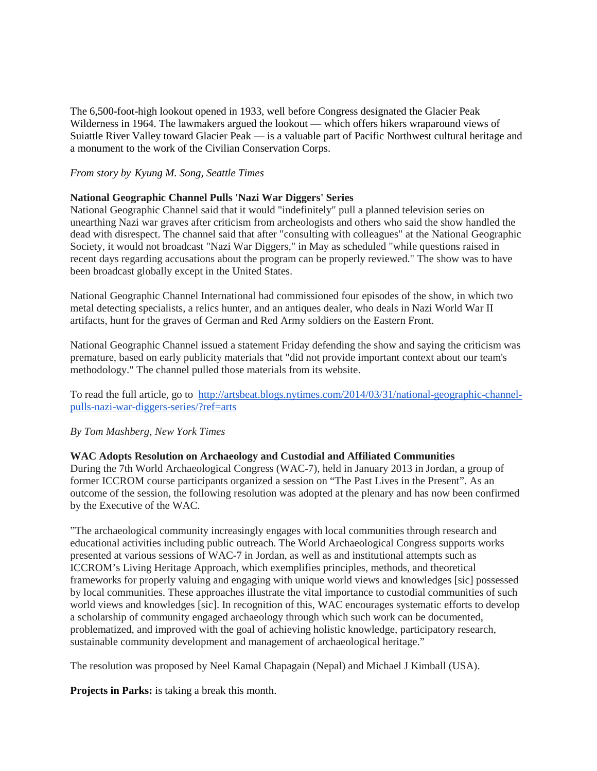The 6,500-foot-high lookout opened in 1933, well before Congress designated the Glacier Peak Wilderness in 1964. The lawmakers argued the lookout — which offers hikers wraparound views of Suiattle River Valley toward Glacier Peak — is a valuable part of Pacific Northwest cultural heritage and a monument to the work of the Civilian Conservation Corps.

*From story by Kyung M. Song, Seattle Times*

**National Geographic Channel Pulls 'Nazi War Diggers' Series**

National Geographic Channel said that it would "indefinitely" pull a planned television series on unearthing Nazi war graves after criticism from archeologists and others who said the show handled the dead with disrespect. The channel said that after "consulting with colleagues" at the National Geographic Society, it would not broadcast "Nazi War Diggers," in May as scheduled "while questions raised in recent days regarding accusations about the program can be properly reviewed." The show was to have been broadcast globally except in the United States.

National Geographic Channel International had commissioned four episodes of the show, in which two metal detecting specialists, a relics hunter, and an antiques dealer, who deals in Nazi World War II artifacts, hunt for the graves of German and Red Army soldiers on the Eastern Front.

National Geographic Channel issued a statement Friday defending the show and saying the criticism was premature, based on early publicity materials that "did not provide important context about our team's methodology." The channel pulled those materials from its website.

To read the full article, go to [http://artsbeat.blogs.nytimes.com/2014/03/31/national-geographic-channel-pulls-nazi-war-diggers-series/?ref=arts](http://artsbeat.blogs.nytimes.com/2014/03/31/national-geographic-channel-pulls-nazi-war-diggers-series/?ref=arts)

*By Tom Mashberg, New York Times*

**WAC Adopts Resolution on Archaeology and Custodial and Affiliated Communities**

During the 7th World Archaeological Congress (WAC-7), held in January 2013 in Jordan, a group of former ICCROM course participants organized a session on "The Past Lives in the Present". As an outcome of the session, the following resolution was adopted at the plenary and has now been confirmed by the Executive of the WAC.

"The archaeological community increasingly engages with local communities through research and educational activities including public outreach. The World Archaeological Congress supports works presented at various sessions of WAC-7 in Jordan, as well as and institutional attempts such as ICCROM's Living Heritage Approach, which exemplifies principles, methods, and theoretical frameworks for properly valuing and engaging with unique world views and knowledges [sic] possessed by local communities. These approaches illustrate the vital importance to custodial communities of such world views and knowledges [sic]. In recognition of this, WAC encourages systematic efforts to develop a scholarship of community engaged archaeology through which such work can be documented, problematized, and improved with the goal of achieving holistic knowledge, participatory research, sustainable community development and management of archaeological heritage."

The resolution was proposed by Neel Kamal Chapagain (Nepal) and Michael J Kimball (USA).

**Projects in Parks:** is taking a break this month.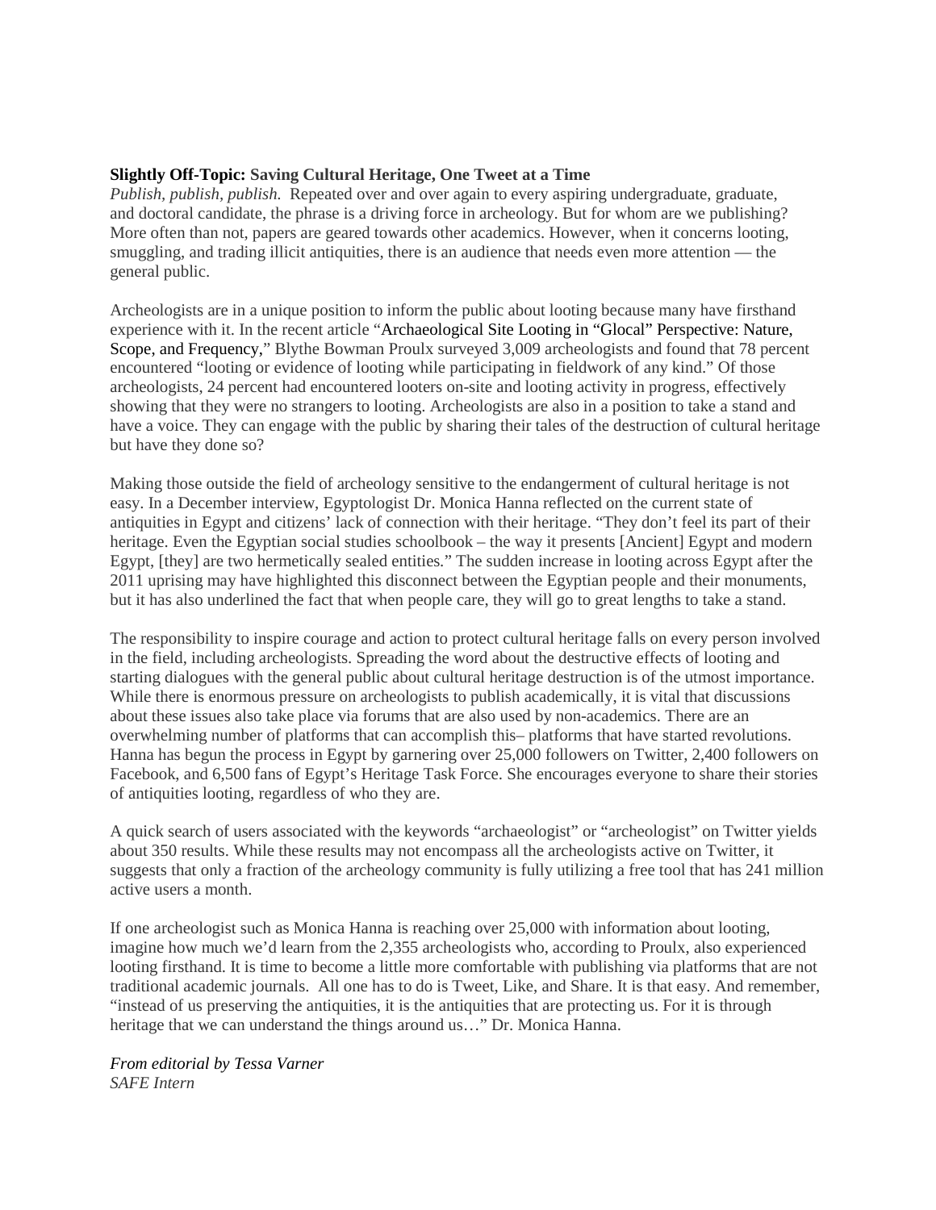**Slightly Off-Topic: Saving Cultural Heritage, One Tweet at a Time**

*Publish, publish, publish.* Repeated over and over again to every aspiring undergraduate, graduate, and doctoral candidate, the phrase is a driving force in archeology. But for whom are we publishing? More often than not, papers are geared towards other academics. However, when it concerns looting, smuggling, and trading illicit antiquities, there is an audience that needs even more attention — the general public.

Archeologists are in a unique position to inform the public about looting because many have firsthand experience with it. In the recent article "Archaeological Site Looting in "Glocal" Perspective: Nature, Scope, and Frequency," Blythe Bowman Proulx surveyed 3,009 archeologists and found that 78 percent encountered "looting or evidence of looting while participating in fieldwork of any kind." Of those archeologists, 24 percent had encountered looters on-site and looting activity in progress, effectively showing that they were no strangers to looting. Archeologists are also in a position to take a stand and have a voice. They can engage with the public by sharing their tales of the destruction of cultural heritage but have they done so?

Making those outside the field of archeology sensitive to the endangerment of cultural heritage is not easy. In a December interview, Egyptologist Dr. Monica Hanna reflected on the current state of antiquities in Egypt and citizens' lack of connection with their heritage. "They don't feel its part of their heritage. Even the Egyptian social studies schoolbook – the way it presents [Ancient] Egypt and modern Egypt, [they] are two hermetically sealed entities." The sudden increase in looting across Egypt after the 2011 uprising may have highlighted this disconnect between the Egyptian people and their monuments, but it has also underlined the fact that when people care, they will go to great lengths to take a stand.

The responsibility to inspire courage and action to protect cultural heritage falls on every person involved in the field, including archeologists. Spreading the word about the destructive effects of looting and starting dialogues with the general public about cultural heritage destruction is of the utmost importance. While there is enormous pressure on archeologists to publish academically, it is vital that discussions about these issues also take place via forums that are also used by non-academics. There are an overwhelming number of platforms that can accomplish this– platforms that have started revolutions. Hanna has begun the process in Egypt by garnering over 25,000 followers on Twitter, 2,400 followers on Facebook, and 6,500 fans of Egypt's Heritage Task Force. She encourages everyone to share their stories of antiquities looting, regardless of who they are.

A quick search of users associated with the keywords "archaeologist" or "archeologist" on Twitter yields about 350 results. While these results may not encompass all the archeologists active on Twitter, it suggests that only a fraction of the archeology community is fully utilizing a free tool that has 241 million active users a month.

If one archeologist such as Monica Hanna is reaching over 25,000 with information about looting, imagine how much we'd learn from the 2,355 archeologists who, according to Proulx, also experienced looting firsthand. It is time to become a little more comfortable with publishing via platforms that are not traditional academic journals. All one has to do is Tweet, Like, and Share. It is that easy. And remember, "instead of us preserving the antiquities, it is the antiquities that are protecting us. For it is through heritage that we can understand the things around us…" Dr. Monica Hanna.

*From editorial by Tessa Varner*
*SAFE Intern*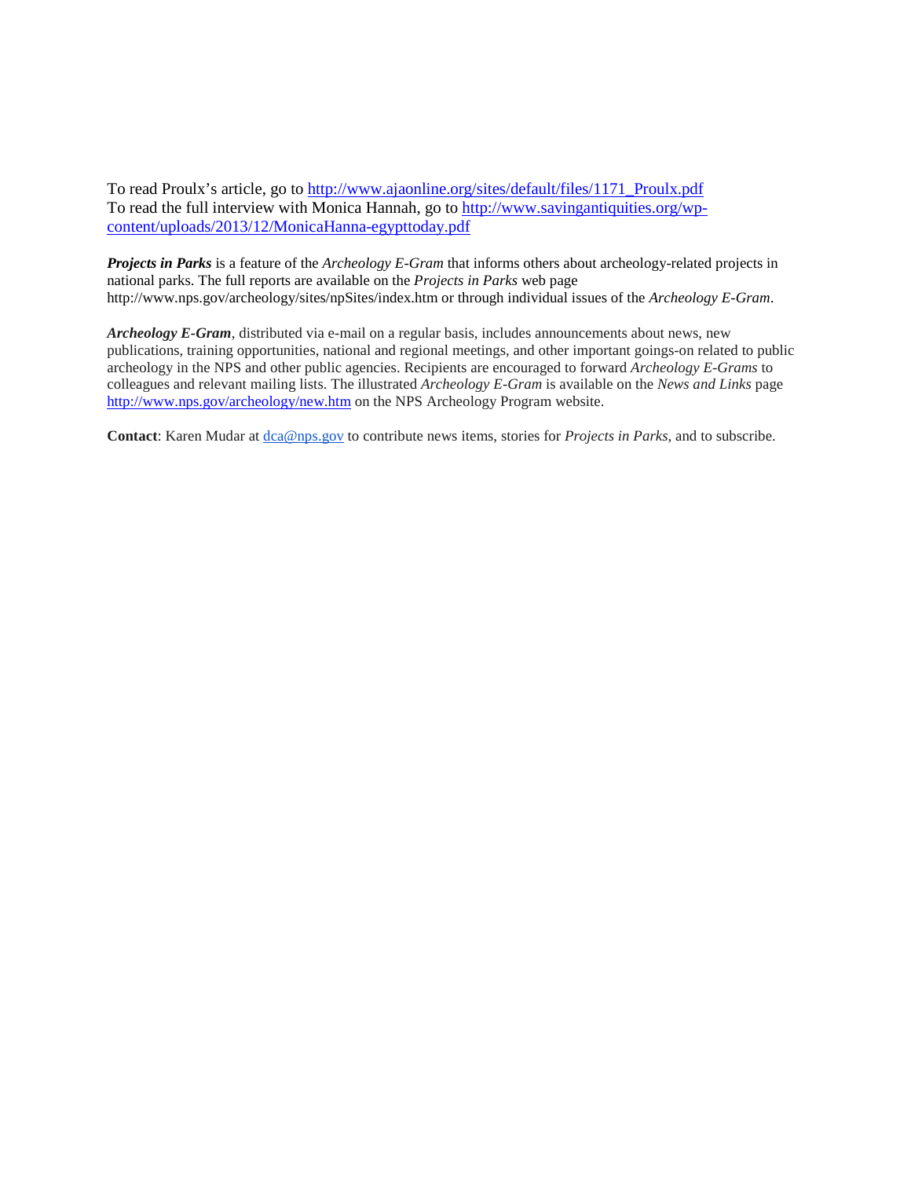To read Proulx's article, go to http://www.ajaonline.org/sites/default/files/1171_Proulx.pdf
To read the full interview with Monica Hannah, go to http://www.savingantiquities.org/wp-content/uploads/2013/12/MonicaHanna-egypttoday.pdf

***Projects in Parks*** is a feature of the *Archeology E-Gram* that informs others about archeology-related projects in national parks. The full reports are available on the *Projects in Parks* web page http://www.nps.gov/archeology/sites/npSites/index.htm or through individual issues of the *Archeology E-Gram*.

***Archeology E-Gram***, distributed via e-mail on a regular basis, includes announcements about news, new publications, training opportunities, national and regional meetings, and other important goings-on related to public archeology in the NPS and other public agencies. Recipients are encouraged to forward *Archeology E-Grams* to colleagues and relevant mailing lists. The illustrated *Archeology E-Gram* is available on the *News and Links* page http://www.nps.gov/archeology/new.htm on the NPS Archeology Program website.

**Contact**: Karen Mudar at dca@nps.gov to contribute news items, stories for *Projects in Parks*, and to subscribe.